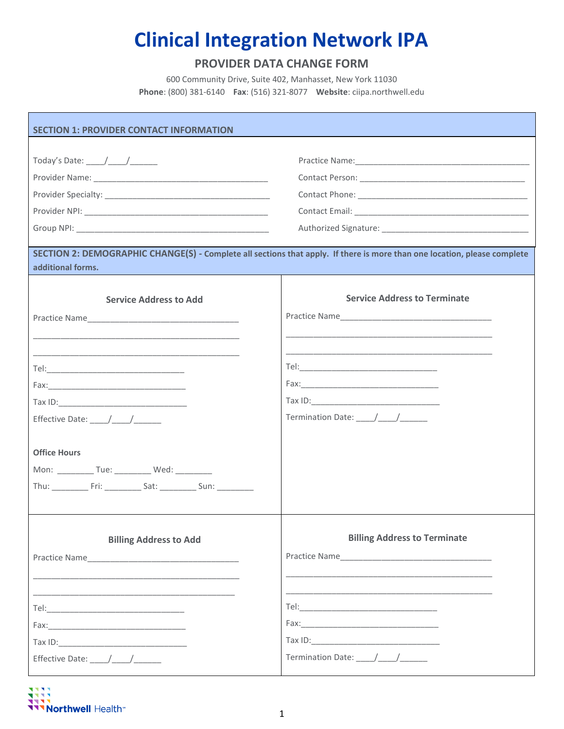# Clinical Integration Network IPA

## PROVIDER DATA CHANGE FORM

600 Community Drive, Suite 402, Manhasset, New York 11030

**Phone**: (800) 381-6140 **Fax**: (516) 321-8077 **Website**: ciipa.northwell.edu

### SECTION 1: PROVIDER CONTACT INFORMATION

Today's Date: ____/____/______

Provider Name: ______________________________________

Provider Specialty: ___________________________________

Provider NPI: ________________________________________

Group NPI: __________________________________________

Practice Name:________________________________________

Contact Person: ____________________________________

Contact Phone: _____________________________________

Contact Email: ______________________________________

Authorized Signature: ________________________________

### SECTION 2: DEMOGRAPHIC CHANGE(S) - Complete all sections that apply. If there is more than one location, please complete additional forms.

#### Service Address to Add

Practice Name_________________________________

_____________________________________________

_____________________________________________

Tel:_______________________________

Fax:_______________________________

Tax ID:_____________________________

Effective Date: ____/____/______

**Office Hours**

Mon: ________ Tue: ________ Wed: ________

Thu: ________ Fri: ________ Sat: ________ Sun: ________

#### Service Address to Terminate

Practice Name_________________________________

_____________________________________________

_____________________________________________

Tel:_______________________________

Fax:_______________________________

Tax ID:_____________________________

Termination Date: ____/____/______

#### Billing Address to Add

Practice Name_________________________________

_____________________________________________

_____________________________________________

Tel:_______________________________

Fax:_______________________________

Tax ID:_____________________________

Effective Date: ____/____/______

#### Billing Address to Terminate

Practice Name_________________________________

_____________________________________________

_____________________________________________

Tel:_______________________________

Fax:_______________________________

Tax ID:_____________________________

Termination Date: ____/____/______

Northwell Health™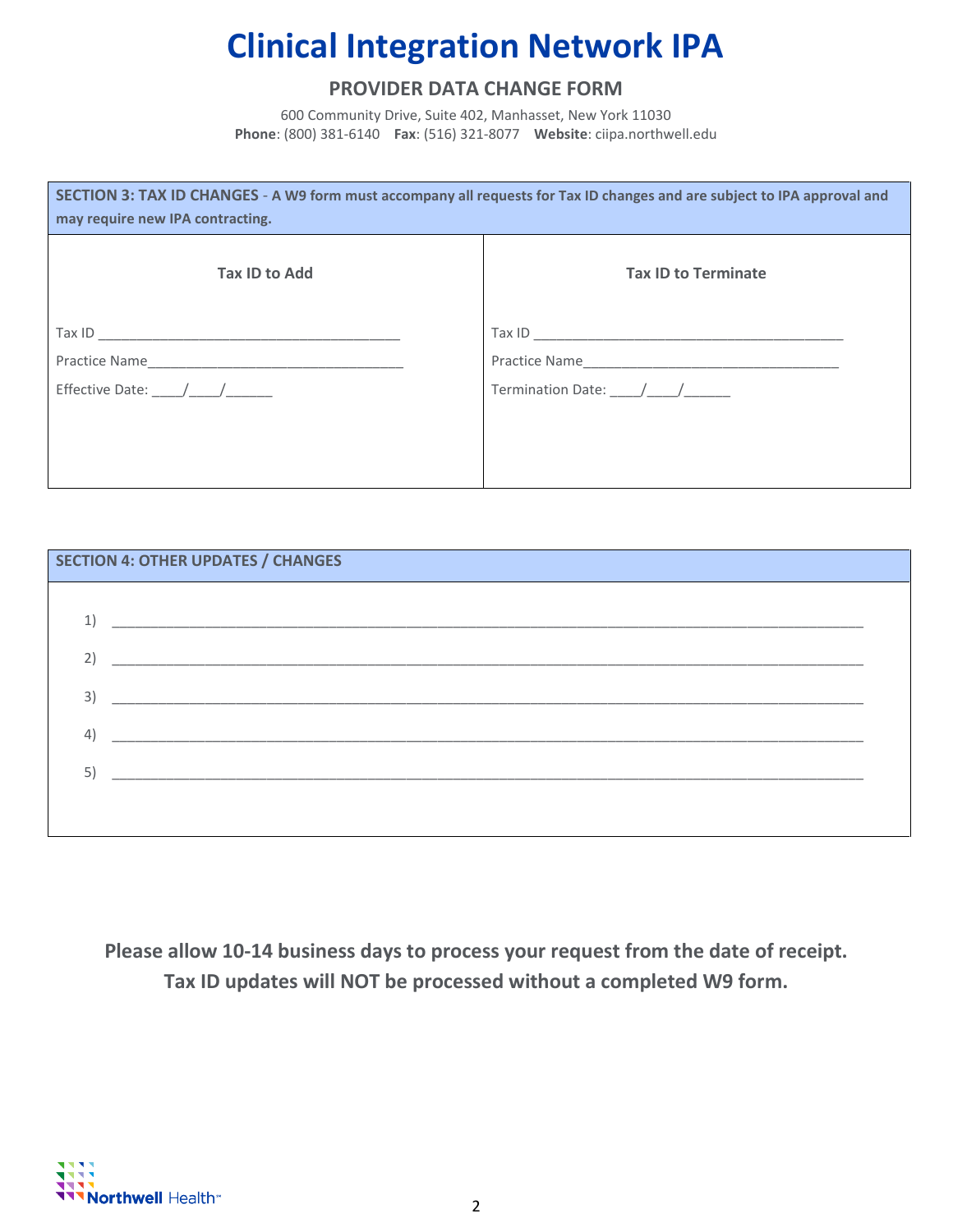# Clinical Integration Network IPA

## PROVIDER DATA CHANGE FORM

600 Community Drive, Suite 402, Manhasset, New York 11030
**Phone**: (800) 381-6140 **Fax**: (516) 321-8077 **Website**: ciipa.northwell.edu

**SECTION 3: TAX ID CHANGES** - **A W9 form must accompany all requests for Tax ID changes and are subject to IPA approval and may require new IPA contracting.**

| Tax ID to Add | Tax ID to Terminate |
|---|---|
| Tax ID _______________________________________ | Tax ID _______________________________________ |
| Practice Name_________________________________ | Practice Name_________________________________ |
| Effective Date: ____/____/______ | Termination Date: ____/____/______ |

**SECTION 4: OTHER UPDATES / CHANGES**

1) ________________________________________________________________________________________
2) ________________________________________________________________________________________
3) ________________________________________________________________________________________
4) ________________________________________________________________________________________
5) ________________________________________________________________________________________

**Please allow 10-14 business days to process your request from the date of receipt.**
**Tax ID updates will NOT be processed without a completed W9 form.**

Northwell Health